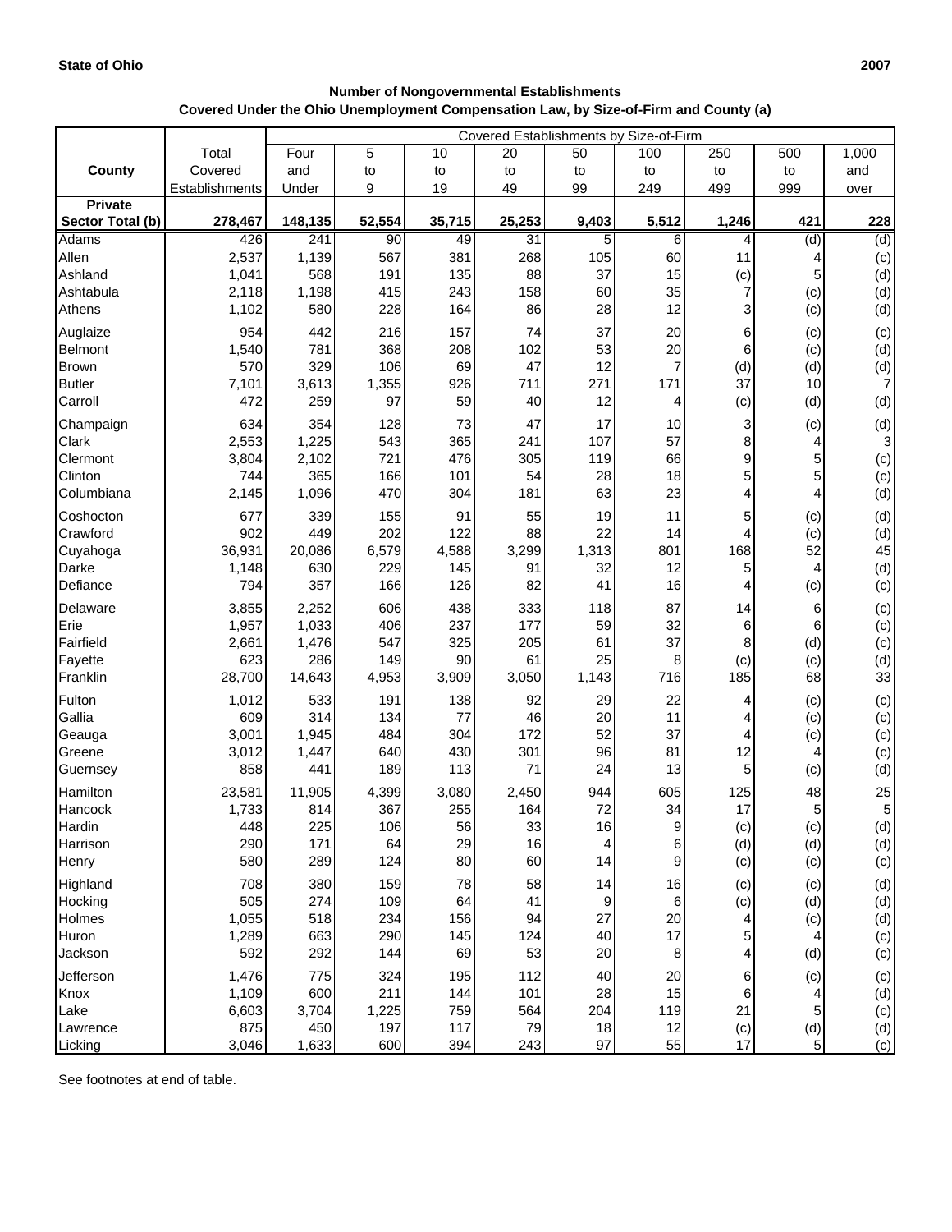State of Ohio 2007

**Number of Nongovernmental Establishments**
**Covered Under the Ohio Unemployment Compensation Law, by Size-of-Firm and County (a)**

| County | Total Covered Establishments | Covered Establishments by Size-of-Firm | | | | | | | | |
|---|---|---|---|---|---|---|---|---|---|---|
| | | Four and Under | 5 to 9 | 10 to 19 | 20 to 49 | 50 to 99 | 100 to 249 | 250 to 499 | 500 to 999 | 1,000 and over |
| **Private Sector Total (b)** | **278,467** | **148,135** | **52,554** | **35,715** | **25,253** | **9,403** | **5,512** | **1,246** | **421** | **228** |
| Adams | 426 | 241 | 90 | 49 | 31 | 5 | 6 | 4 | (d) | (d) |
| Allen | 2,537 | 1,139 | 567 | 381 | 268 | 105 | 60 | 11 | 4 | (c) |
| Ashland | 1,041 | 568 | 191 | 135 | 88 | 37 | 15 | (c) | 5 | (d) |
| Ashtabula | 2,118 | 1,198 | 415 | 243 | 158 | 60 | 35 | 7 | (c) | (d) |
| Athens | 1,102 | 580 | 228 | 164 | 86 | 28 | 12 | 3 | (c) | (d) |
| Auglaize | 954 | 442 | 216 | 157 | 74 | 37 | 20 | 6 | (c) | (c) |
| Belmont | 1,540 | 781 | 368 | 208 | 102 | 53 | 20 | 6 | (c) | (d) |
| Brown | 570 | 329 | 106 | 69 | 47 | 12 | 7 | (d) | (d) | (d) |
| Butler | 7,101 | 3,613 | 1,355 | 926 | 711 | 271 | 171 | 37 | 10 | 7 |
| Carroll | 472 | 259 | 97 | 59 | 40 | 12 | 4 | (c) | (d) | (d) |
| Champaign | 634 | 354 | 128 | 73 | 47 | 17 | 10 | 3 | (c) | (d) |
| Clark | 2,553 | 1,225 | 543 | 365 | 241 | 107 | 57 | 8 | 4 | 3 |
| Clermont | 3,804 | 2,102 | 721 | 476 | 305 | 119 | 66 | 9 | 5 | (c) |
| Clinton | 744 | 365 | 166 | 101 | 54 | 28 | 18 | 5 | 5 | (c) |
| Columbiana | 2,145 | 1,096 | 470 | 304 | 181 | 63 | 23 | 4 | 4 | (d) |
| Coshocton | 677 | 339 | 155 | 91 | 55 | 19 | 11 | 5 | (c) | (d) |
| Crawford | 902 | 449 | 202 | 122 | 88 | 22 | 14 | 4 | (c) | (d) |
| Cuyahoga | 36,931 | 20,086 | 6,579 | 4,588 | 3,299 | 1,313 | 801 | 168 | 52 | 45 |
| Darke | 1,148 | 630 | 229 | 145 | 91 | 32 | 12 | 5 | 4 | (d) |
| Defiance | 794 | 357 | 166 | 126 | 82 | 41 | 16 | 4 | (c) | (c) |
| Delaware | 3,855 | 2,252 | 606 | 438 | 333 | 118 | 87 | 14 | 6 | (c) |
| Erie | 1,957 | 1,033 | 406 | 237 | 177 | 59 | 32 | 6 | 6 | (c) |
| Fairfield | 2,661 | 1,476 | 547 | 325 | 205 | 61 | 37 | 8 | (d) | (c) |
| Fayette | 623 | 286 | 149 | 90 | 61 | 25 | 8 | (c) | (c) | (d) |
| Franklin | 28,700 | 14,643 | 4,953 | 3,909 | 3,050 | 1,143 | 716 | 185 | 68 | 33 |
| Fulton | 1,012 | 533 | 191 | 138 | 92 | 29 | 22 | 4 | (c) | (c) |
| Gallia | 609 | 314 | 134 | 77 | 46 | 20 | 11 | 4 | (c) | (c) |
| Geauga | 3,001 | 1,945 | 484 | 304 | 172 | 52 | 37 | 4 | (c) | (c) |
| Greene | 3,012 | 1,447 | 640 | 430 | 301 | 96 | 81 | 12 | 4 | (c) |
| Guernsey | 858 | 441 | 189 | 113 | 71 | 24 | 13 | 5 | (c) | (d) |
| Hamilton | 23,581 | 11,905 | 4,399 | 3,080 | 2,450 | 944 | 605 | 125 | 48 | 25 |
| Hancock | 1,733 | 814 | 367 | 255 | 164 | 72 | 34 | 17 | 5 | 5 |
| Hardin | 448 | 225 | 106 | 56 | 33 | 16 | 9 | (c) | (c) | (d) |
| Harrison | 290 | 171 | 64 | 29 | 16 | 4 | 6 | (d) | (d) | (d) |
| Henry | 580 | 289 | 124 | 80 | 60 | 14 | 9 | (c) | (c) | (c) |
| Highland | 708 | 380 | 159 | 78 | 58 | 14 | 16 | (c) | (c) | (d) |
| Hocking | 505 | 274 | 109 | 64 | 41 | 9 | 6 | (c) | (d) | (d) |
| Holmes | 1,055 | 518 | 234 | 156 | 94 | 27 | 20 | 4 | (c) | (d) |
| Huron | 1,289 | 663 | 290 | 145 | 124 | 40 | 17 | 5 | 4 | (c) |
| Jackson | 592 | 292 | 144 | 69 | 53 | 20 | 8 | 4 | (d) | (c) |
| Jefferson | 1,476 | 775 | 324 | 195 | 112 | 40 | 20 | 6 | (c) | (c) |
| Knox | 1,109 | 600 | 211 | 144 | 101 | 28 | 15 | 6 | 4 | (d) |
| Lake | 6,603 | 3,704 | 1,225 | 759 | 564 | 204 | 119 | 21 | 5 | (c) |
| Lawrence | 875 | 450 | 197 | 117 | 79 | 18 | 12 | (c) | (d) | (d) |
| Licking | 3,046 | 1,633 | 600 | 394 | 243 | 97 | 55 | 17 | 5 | (c) |

See footnotes at end of table.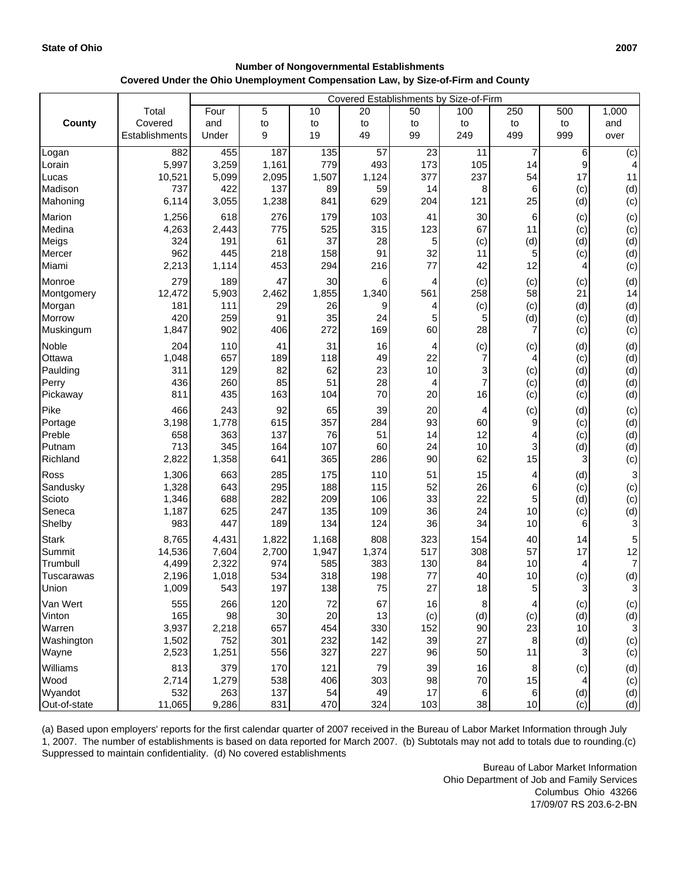**State of Ohio** **2007**

**Number of Nongovernmental Establishments**
**Covered Under the Ohio Unemployment Compensation Law, by Size-of-Firm and County**

| County | Total Covered Establishments | Covered Establishments by Size-of-Firm | | | | | | | | |
|---|---|---|---|---|---|---|---|---|---|---|
| | | Four and Under | 5 to 9 | 10 to 19 | 20 to 49 | 50 to 99 | 100 to 249 | 250 to 499 | 500 to 999 | 1,000 and over |
| Logan | 882 | 455 | 187 | 135 | 57 | 23 | 11 | 7 | 6 | (c) |
| Lorain | 5,997 | 3,259 | 1,161 | 779 | 493 | 173 | 105 | 14 | 9 | 4 |
| Lucas | 10,521 | 5,099 | 2,095 | 1,507 | 1,124 | 377 | 237 | 54 | 17 | 11 |
| Madison | 737 | 422 | 137 | 89 | 59 | 14 | 8 | 6 | (c) | (d) |
| Mahoning | 6,114 | 3,055 | 1,238 | 841 | 629 | 204 | 121 | 25 | (d) | (c) |
| Marion | 1,256 | 618 | 276 | 179 | 103 | 41 | 30 | 6 | (c) | (c) |
| Medina | 4,263 | 2,443 | 775 | 525 | 315 | 123 | 67 | 11 | (c) | (c) |
| Meigs | 324 | 191 | 61 | 37 | 28 | 5 | (c) | (d) | (d) | (d) |
| Mercer | 962 | 445 | 218 | 158 | 91 | 32 | 11 | 5 | (c) | (d) |
| Miami | 2,213 | 1,114 | 453 | 294 | 216 | 77 | 42 | 12 | 4 | (c) |
| Monroe | 279 | 189 | 47 | 30 | 6 | 4 | (c) | (c) | (c) | (d) |
| Montgomery | 12,472 | 5,903 | 2,462 | 1,855 | 1,340 | 561 | 258 | 58 | 21 | 14 |
| Morgan | 181 | 111 | 29 | 26 | 9 | 4 | (c) | (c) | (d) | (d) |
| Morrow | 420 | 259 | 91 | 35 | 24 | 5 | 5 | (d) | (c) | (d) |
| Muskingum | 1,847 | 902 | 406 | 272 | 169 | 60 | 28 | 7 | (c) | (c) |
| Noble | 204 | 110 | 41 | 31 | 16 | 4 | (c) | (c) | (d) | (d) |
| Ottawa | 1,048 | 657 | 189 | 118 | 49 | 22 | 7 | 4 | (c) | (d) |
| Paulding | 311 | 129 | 82 | 62 | 23 | 10 | 3 | (c) | (d) | (d) |
| Perry | 436 | 260 | 85 | 51 | 28 | 4 | 7 | (c) | (d) | (d) |
| Pickaway | 811 | 435 | 163 | 104 | 70 | 20 | 16 | (c) | (c) | (d) |
| Pike | 466 | 243 | 92 | 65 | 39 | 20 | 4 | (c) | (d) | (c) |
| Portage | 3,198 | 1,778 | 615 | 357 | 284 | 93 | 60 | 9 | (c) | (d) |
| Preble | 658 | 363 | 137 | 76 | 51 | 14 | 12 | 4 | (c) | (d) |
| Putnam | 713 | 345 | 164 | 107 | 60 | 24 | 10 | 3 | (d) | (d) |
| Richland | 2,822 | 1,358 | 641 | 365 | 286 | 90 | 62 | 15 | 3 | (c) |
| Ross | 1,306 | 663 | 285 | 175 | 110 | 51 | 15 | 4 | (d) | 3 |
| Sandusky | 1,328 | 643 | 295 | 188 | 115 | 52 | 26 | 6 | (c) | (c) |
| Scioto | 1,346 | 688 | 282 | 209 | 106 | 33 | 22 | 5 | (d) | (c) |
| Seneca | 1,187 | 625 | 247 | 135 | 109 | 36 | 24 | 10 | (c) | (d) |
| Shelby | 983 | 447 | 189 | 134 | 124 | 36 | 34 | 10 | 6 | 3 |
| Stark | 8,765 | 4,431 | 1,822 | 1,168 | 808 | 323 | 154 | 40 | 14 | 5 |
| Summit | 14,536 | 7,604 | 2,700 | 1,947 | 1,374 | 517 | 308 | 57 | 17 | 12 |
| Trumbull | 4,499 | 2,322 | 974 | 585 | 383 | 130 | 84 | 10 | 4 | 7 |
| Tuscarawas | 2,196 | 1,018 | 534 | 318 | 198 | 77 | 40 | 10 | (c) | (d) |
| Union | 1,009 | 543 | 197 | 138 | 75 | 27 | 18 | 5 | 3 | 3 |
| Van Wert | 555 | 266 | 120 | 72 | 67 | 16 | 8 | 4 | (c) | (c) |
| Vinton | 165 | 98 | 30 | 20 | 13 | (c) | (d) | (c) | (d) | (d) |
| Warren | 3,937 | 2,218 | 657 | 454 | 330 | 152 | 90 | 23 | 10 | 3 |
| Washington | 1,502 | 752 | 301 | 232 | 142 | 39 | 27 | 8 | (d) | (c) |
| Wayne | 2,523 | 1,251 | 556 | 327 | 227 | 96 | 50 | 11 | 3 | (c) |
| Williams | 813 | 379 | 170 | 121 | 79 | 39 | 16 | 8 | (c) | (d) |
| Wood | 2,714 | 1,279 | 538 | 406 | 303 | 98 | 70 | 15 | 4 | (c) |
| Wyandot | 532 | 263 | 137 | 54 | 49 | 17 | 6 | 6 | (d) | (d) |
| Out-of-state | 11,065 | 9,286 | 831 | 470 | 324 | 103 | 38 | 10 | (c) | (d) |

(a) Based upon employers' reports for the first calendar quarter of 2007 received in the Bureau of Labor Market Information through July 1, 2007. The number of establishments is based on data reported for March 2007. (b) Subtotals may not add to totals due to rounding.(c) Suppressed to maintain confidentiality. (d) No covered establishments

Bureau of Labor Market Information
Ohio Department of Job and Family Services
Columbus Ohio 43266
17/09/07 RS 203.6-2-BN